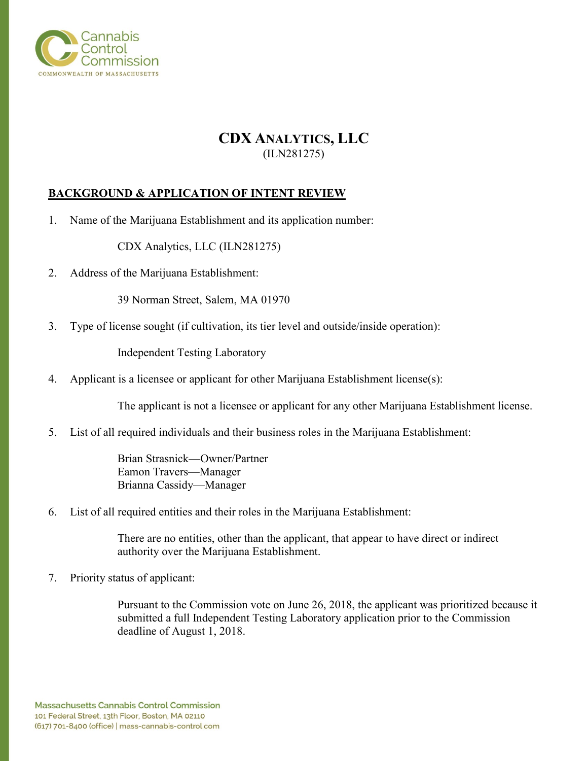# CDX Analytics, LLC

(ILN281275)

## BACKGROUND & APPLICATION OF INTENT REVIEW

1. Name of the Marijuana Establishment and its application number:

   CDX Analytics, LLC (ILN281275)

2. Address of the Marijuana Establishment:

   39 Norman Street, Salem, MA 01970

3. Type of license sought (if cultivation, its tier level and outside/inside operation):

   Independent Testing Laboratory

4. Applicant is a licensee or applicant for other Marijuana Establishment license(s):

   The applicant is not a licensee or applicant for any other Marijuana Establishment license.

5. List of all required individuals and their business roles in the Marijuana Establishment:

   Brian Strasnick—Owner/Partner
   Eamon Travers—Manager
   Brianna Cassidy—Manager

6. List of all required entities and their roles in the Marijuana Establishment:

   There are no entities, other than the applicant, that appear to have direct or indirect authority over the Marijuana Establishment.

7. Priority status of applicant:

   Pursuant to the Commission vote on June 26, 2018, the applicant was prioritized because it submitted a full Independent Testing Laboratory application prior to the Commission deadline of August 1, 2018.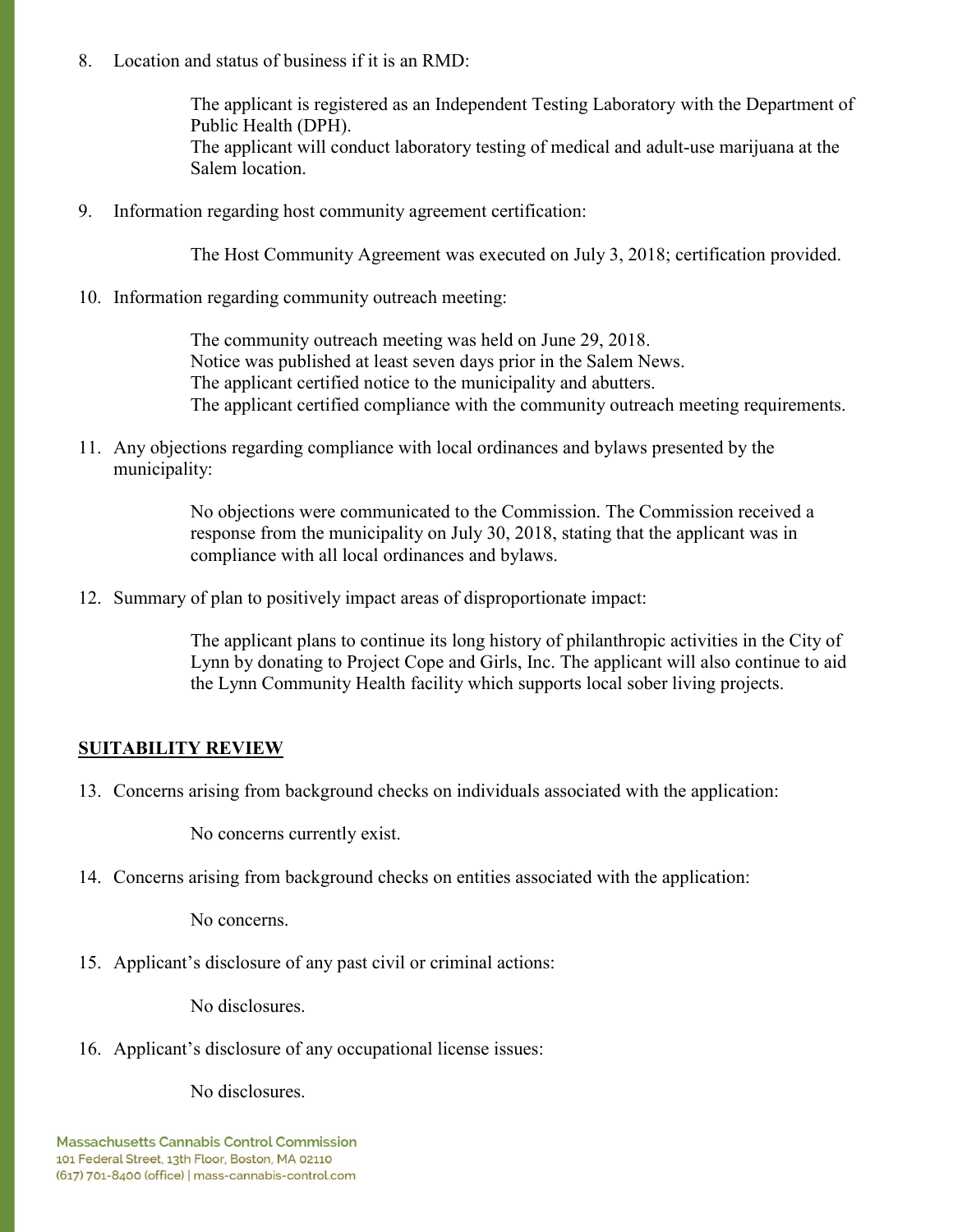8. Location and status of business if it is an RMD:

   The applicant is registered as an Independent Testing Laboratory with the Department of Public Health (DPH).
   The applicant will conduct laboratory testing of medical and adult-use marijuana at the Salem location.

9. Information regarding host community agreement certification:

   The Host Community Agreement was executed on July 3, 2018; certification provided.

10. Information regarding community outreach meeting:

    The community outreach meeting was held on June 29, 2018.
    Notice was published at least seven days prior in the Salem News.
    The applicant certified notice to the municipality and abutters.
    The applicant certified compliance with the community outreach meeting requirements.

11. Any objections regarding compliance with local ordinances and bylaws presented by the municipality:

    No objections were communicated to the Commission. The Commission received a response from the municipality on July 30, 2018, stating that the applicant was in compliance with all local ordinances and bylaws.

12. Summary of plan to positively impact areas of disproportionate impact:

    The applicant plans to continue its long history of philanthropic activities in the City of Lynn by donating to Project Cope and Girls, Inc. The applicant will also continue to aid the Lynn Community Health facility which supports local sober living projects.

## SUITABILITY REVIEW

13. Concerns arising from background checks on individuals associated with the application:

    No concerns currently exist.

14. Concerns arising from background checks on entities associated with the application:

    No concerns.

15. Applicant's disclosure of any past civil or criminal actions:

    No disclosures.

16. Applicant's disclosure of any occupational license issues:

    No disclosures.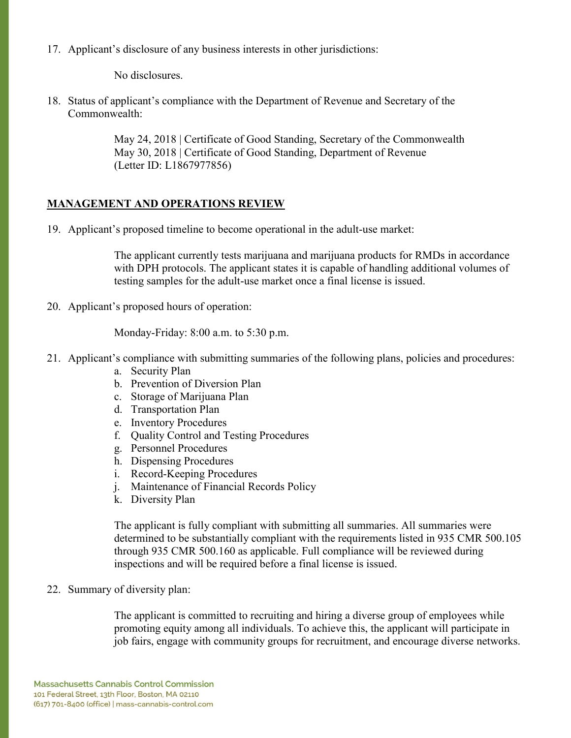17. Applicant's disclosure of any business interests in other jurisdictions:

    No disclosures.

18. Status of applicant's compliance with the Department of Revenue and Secretary of the Commonwealth:

    May 24, 2018 | Certificate of Good Standing, Secretary of the Commonwealth
    May 30, 2018 | Certificate of Good Standing, Department of Revenue
    (Letter ID: L1867977856)

**<u>MANAGEMENT AND OPERATIONS REVIEW</u>**

19. Applicant's proposed timeline to become operational in the adult-use market:

    The applicant currently tests marijuana and marijuana products for RMDs in accordance with DPH protocols. The applicant states it is capable of handling additional volumes of testing samples for the adult-use market once a final license is issued.

20. Applicant's proposed hours of operation:

    Monday-Friday: 8:00 a.m. to 5:30 p.m.

21. Applicant's compliance with submitting summaries of the following plans, policies and procedures:
    a. Security Plan
    b. Prevention of Diversion Plan
    c. Storage of Marijuana Plan
    d. Transportation Plan
    e. Inventory Procedures
    f. Quality Control and Testing Procedures
    g. Personnel Procedures
    h. Dispensing Procedures
    i. Record-Keeping Procedures
    j. Maintenance of Financial Records Policy
    k. Diversity Plan

    The applicant is fully compliant with submitting all summaries. All summaries were determined to be substantially compliant with the requirements listed in 935 CMR 500.105 through 935 CMR 500.160 as applicable. Full compliance will be reviewed during inspections and will be required before a final license is issued.

22. Summary of diversity plan:

    The applicant is committed to recruiting and hiring a diverse group of employees while promoting equity among all individuals. To achieve this, the applicant will participate in job fairs, engage with community groups for recruitment, and encourage diverse networks.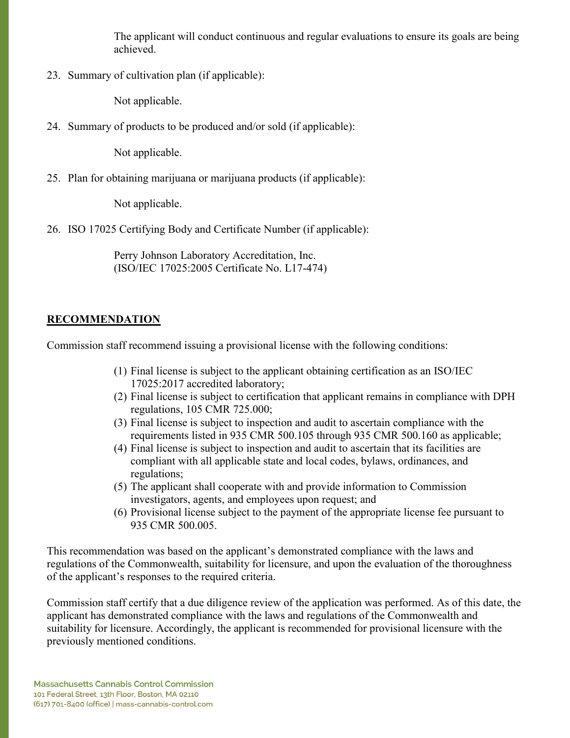The applicant will conduct continuous and regular evaluations to ensure its goals are being achieved.

23. Summary of cultivation plan (if applicable):

    Not applicable.

24. Summary of products to be produced and/or sold (if applicable):

    Not applicable.

25. Plan for obtaining marijuana or marijuana products (if applicable):

    Not applicable.

26. ISO 17025 Certifying Body and Certificate Number (if applicable):

    Perry Johnson Laboratory Accreditation, Inc.
    (ISO/IEC 17025:2005 Certificate No. L17-474)

## RECOMMENDATION

Commission staff recommend issuing a provisional license with the following conditions:

(1) Final license is subject to the applicant obtaining certification as an ISO/IEC 17025:2017 accredited laboratory;
(2) Final license is subject to certification that applicant remains in compliance with DPH regulations, 105 CMR 725.000;
(3) Final license is subject to inspection and audit to ascertain compliance with the requirements listed in 935 CMR 500.105 through 935 CMR 500.160 as applicable;
(4) Final license is subject to inspection and audit to ascertain that its facilities are compliant with all applicable state and local codes, bylaws, ordinances, and regulations;
(5) The applicant shall cooperate with and provide information to Commission investigators, agents, and employees upon request; and
(6) Provisional license subject to the payment of the appropriate license fee pursuant to 935 CMR 500.005.

This recommendation was based on the applicant's demonstrated compliance with the laws and regulations of the Commonwealth, suitability for licensure, and upon the evaluation of the thoroughness of the applicant's responses to the required criteria.

Commission staff certify that a due diligence review of the application was performed. As of this date, the applicant has demonstrated compliance with the laws and regulations of the Commonwealth and suitability for licensure. Accordingly, the applicant is recommended for provisional licensure with the previously mentioned conditions.